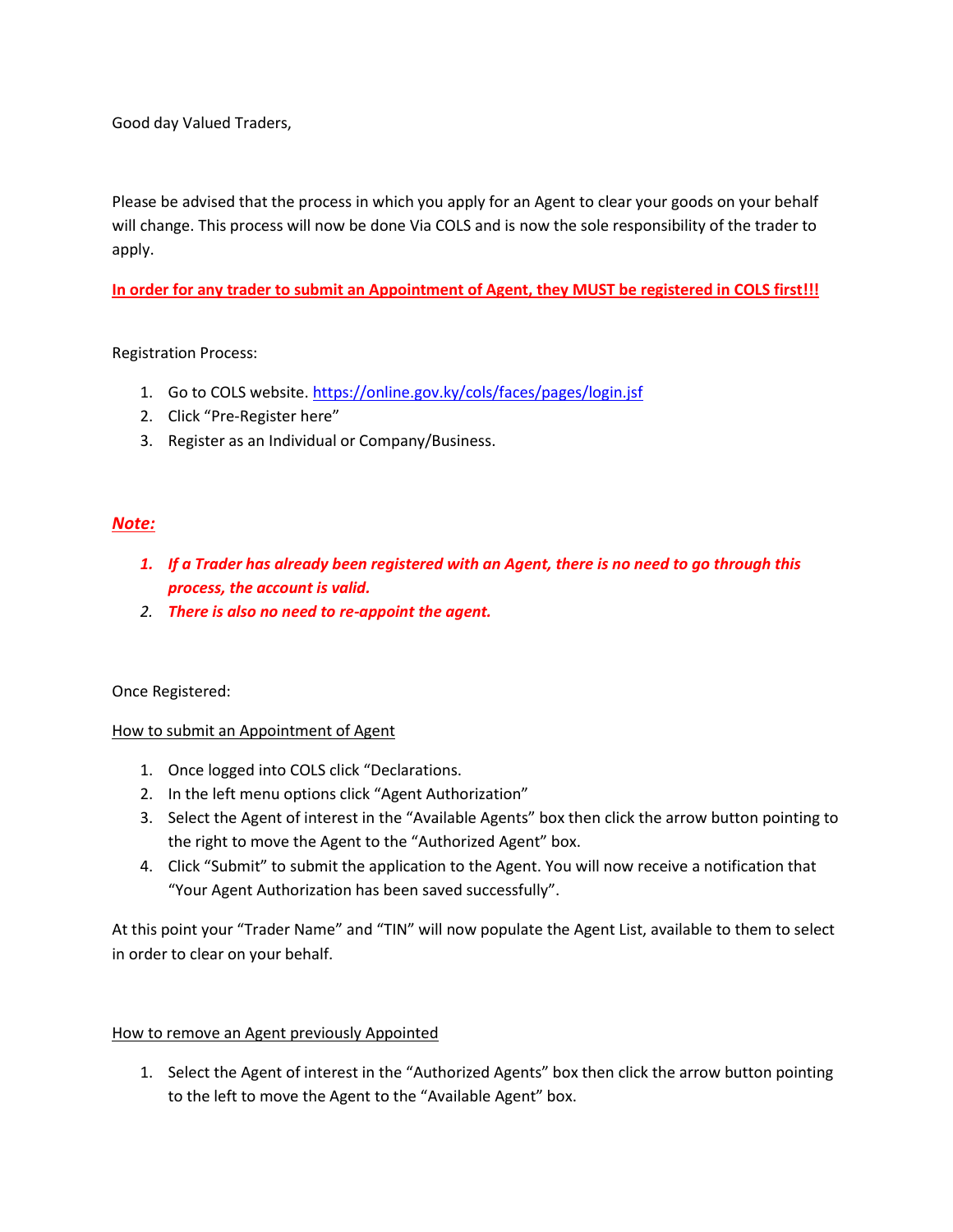Good day Valued Traders,

Please be advised that the process in which you apply for an Agent to clear your goods on your behalf will change. This process will now be done Via COLS and is now the sole responsibility of the trader to apply.

**In order for any trader to submit an Appointment of Agent, they MUST be registered in COLS first!!!**

Registration Process:

1. Go to COLS website. [https://online.gov.ky/cols/faces/pages/login.jsf](https://online.gov.ky/cols/faces/pages/login.jsf)
2. Click "Pre-Register here"
3. Register as an Individual or Company/Business.

***Note:***

1. ***If a Trader has already been registered with an Agent, there is no need to go through this process, the account is valid.***
2. ***There is also no need to re-appoint the agent.***

Once Registered:

How to submit an Appointment of Agent

1. Once logged into COLS click "Declarations.
2. In the left menu options click "Agent Authorization"
3. Select the Agent of interest in the "Available Agents" box then click the arrow button pointing to the right to move the Agent to the "Authorized Agent" box.
4. Click "Submit" to submit the application to the Agent. You will now receive a notification that "Your Agent Authorization has been saved successfully".

At this point your "Trader Name" and "TIN" will now populate the Agent List, available to them to select in order to clear on your behalf.

How to remove an Agent previously Appointed

1. Select the Agent of interest in the "Authorized Agents" box then click the arrow button pointing to the left to move the Agent to the "Available Agent" box.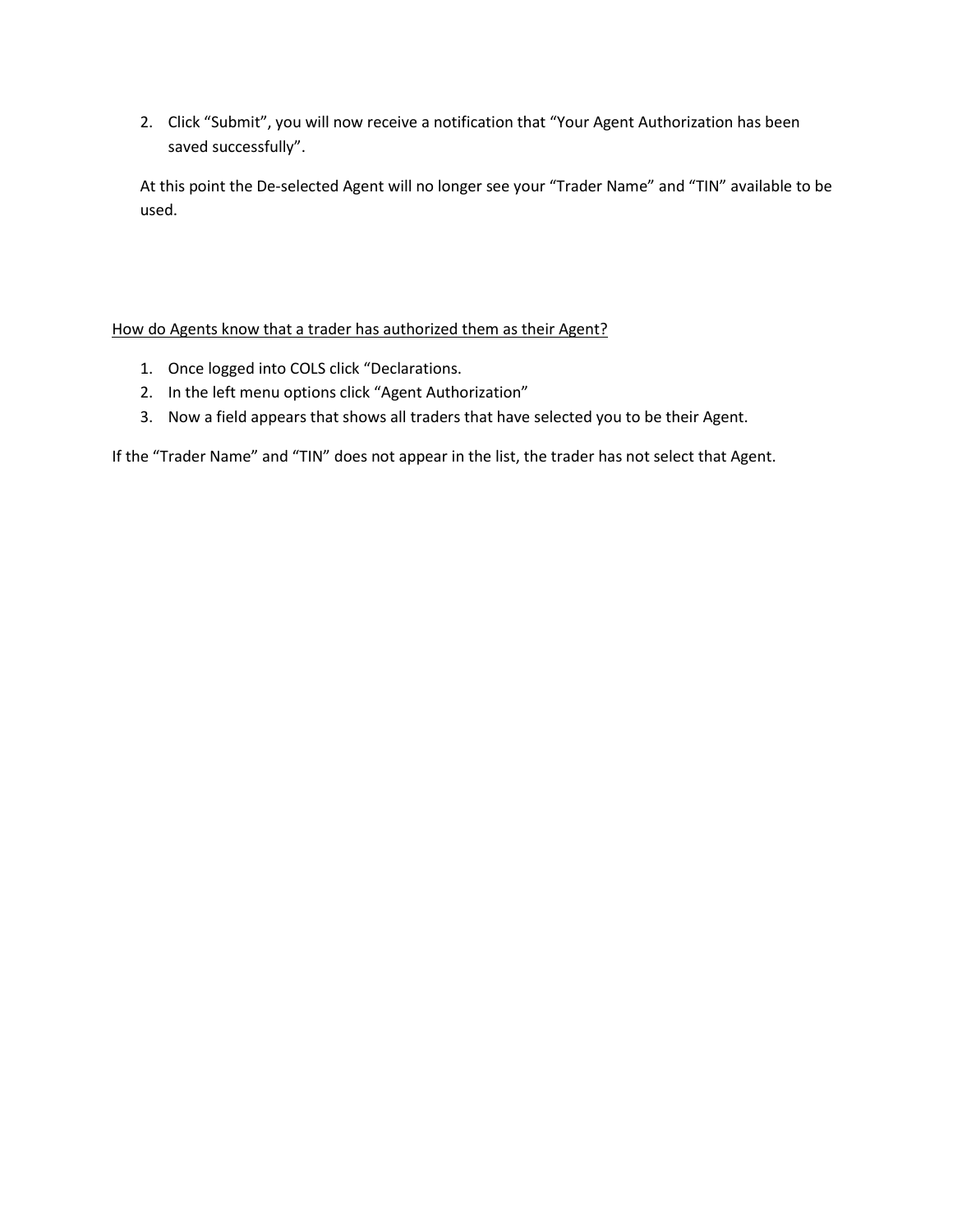2. Click “Submit”, you will now receive a notification that “Your Agent Authorization has been saved successfully”.

   At this point the De-selected Agent will no longer see your “Trader Name” and “TIN” available to be used.

<u>How do Agents know that a trader has authorized them as their Agent?</u>

1. Once logged into COLS click “Declarations.
2. In the left menu options click “Agent Authorization”
3. Now a field appears that shows all traders that have selected you to be their Agent.

If the “Trader Name” and “TIN” does not appear in the list, the trader has not select that Agent.